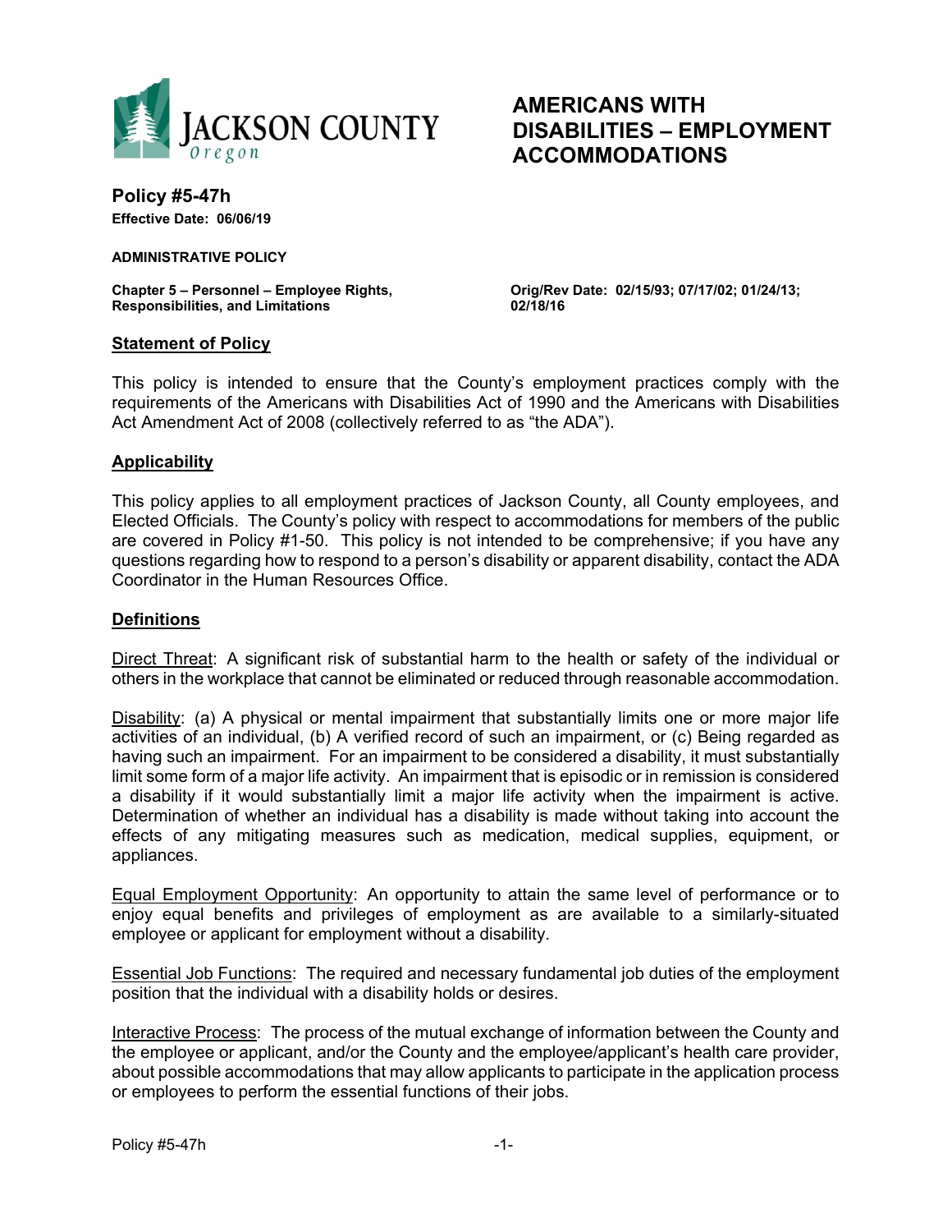JACKSON COUNTY Oregon

# AMERICANS WITH DISABILITIES – EMPLOYMENT ACCOMMODATIONS

**Policy #5-47h**
**Effective Date: 06/06/19**

**ADMINISTRATIVE POLICY**

**Chapter 5 – Personnel – Employee Rights, Responsibilities, and Limitations**

**Orig/Rev Date: 02/15/93; 07/17/02; 01/24/13; 02/18/16**

## Statement of Policy

This policy is intended to ensure that the County's employment practices comply with the requirements of the Americans with Disabilities Act of 1990 and the Americans with Disabilities Act Amendment Act of 2008 (collectively referred to as "the ADA").

## Applicability

This policy applies to all employment practices of Jackson County, all County employees, and Elected Officials. The County's policy with respect to accommodations for members of the public are covered in Policy #1-50. This policy is not intended to be comprehensive; if you have any questions regarding how to respond to a person's disability or apparent disability, contact the ADA Coordinator in the Human Resources Office.

## Definitions

Direct Threat: A significant risk of substantial harm to the health or safety of the individual or others in the workplace that cannot be eliminated or reduced through reasonable accommodation.

Disability: (a) A physical or mental impairment that substantially limits one or more major life activities of an individual, (b) A verified record of such an impairment, or (c) Being regarded as having such an impairment. For an impairment to be considered a disability, it must substantially limit some form of a major life activity. An impairment that is episodic or in remission is considered a disability if it would substantially limit a major life activity when the impairment is active. Determination of whether an individual has a disability is made without taking into account the effects of any mitigating measures such as medication, medical supplies, equipment, or appliances.

Equal Employment Opportunity: An opportunity to attain the same level of performance or to enjoy equal benefits and privileges of employment as are available to a similarly-situated employee or applicant for employment without a disability.

Essential Job Functions: The required and necessary fundamental job duties of the employment position that the individual with a disability holds or desires.

Interactive Process: The process of the mutual exchange of information between the County and the employee or applicant, and/or the County and the employee/applicant's health care provider, about possible accommodations that may allow applicants to participate in the application process or employees to perform the essential functions of their jobs.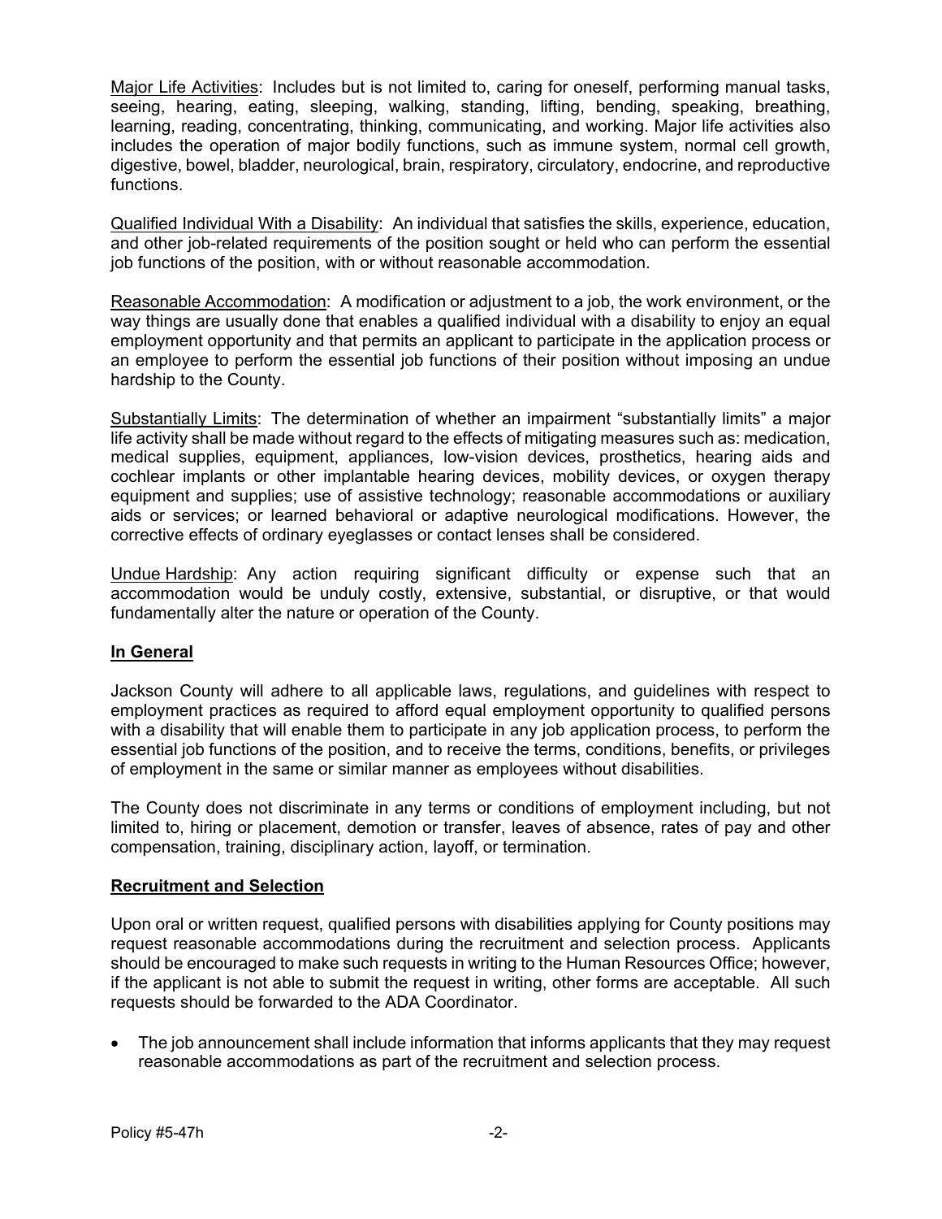Major Life Activities: Includes but is not limited to, caring for oneself, performing manual tasks, seeing, hearing, eating, sleeping, walking, standing, lifting, bending, speaking, breathing, learning, reading, concentrating, thinking, communicating, and working. Major life activities also includes the operation of major bodily functions, such as immune system, normal cell growth, digestive, bowel, bladder, neurological, brain, respiratory, circulatory, endocrine, and reproductive functions.

Qualified Individual With a Disability: An individual that satisfies the skills, experience, education, and other job-related requirements of the position sought or held who can perform the essential job functions of the position, with or without reasonable accommodation.

Reasonable Accommodation: A modification or adjustment to a job, the work environment, or the way things are usually done that enables a qualified individual with a disability to enjoy an equal employment opportunity and that permits an applicant to participate in the application process or an employee to perform the essential job functions of their position without imposing an undue hardship to the County.

Substantially Limits: The determination of whether an impairment "substantially limits" a major life activity shall be made without regard to the effects of mitigating measures such as: medication, medical supplies, equipment, appliances, low-vision devices, prosthetics, hearing aids and cochlear implants or other implantable hearing devices, mobility devices, or oxygen therapy equipment and supplies; use of assistive technology; reasonable accommodations or auxiliary aids or services; or learned behavioral or adaptive neurological modifications. However, the corrective effects of ordinary eyeglasses or contact lenses shall be considered.

Undue Hardship: Any action requiring significant difficulty or expense such that an accommodation would be unduly costly, extensive, substantial, or disruptive, or that would fundamentally alter the nature or operation of the County.

## In General

Jackson County will adhere to all applicable laws, regulations, and guidelines with respect to employment practices as required to afford equal employment opportunity to qualified persons with a disability that will enable them to participate in any job application process, to perform the essential job functions of the position, and to receive the terms, conditions, benefits, or privileges of employment in the same or similar manner as employees without disabilities.

The County does not discriminate in any terms or conditions of employment including, but not limited to, hiring or placement, demotion or transfer, leaves of absence, rates of pay and other compensation, training, disciplinary action, layoff, or termination.

## Recruitment and Selection

Upon oral or written request, qualified persons with disabilities applying for County positions may request reasonable accommodations during the recruitment and selection process. Applicants should be encouraged to make such requests in writing to the Human Resources Office; however, if the applicant is not able to submit the request in writing, other forms are acceptable. All such requests should be forwarded to the ADA Coordinator.

- The job announcement shall include information that informs applicants that they may request reasonable accommodations as part of the recruitment and selection process.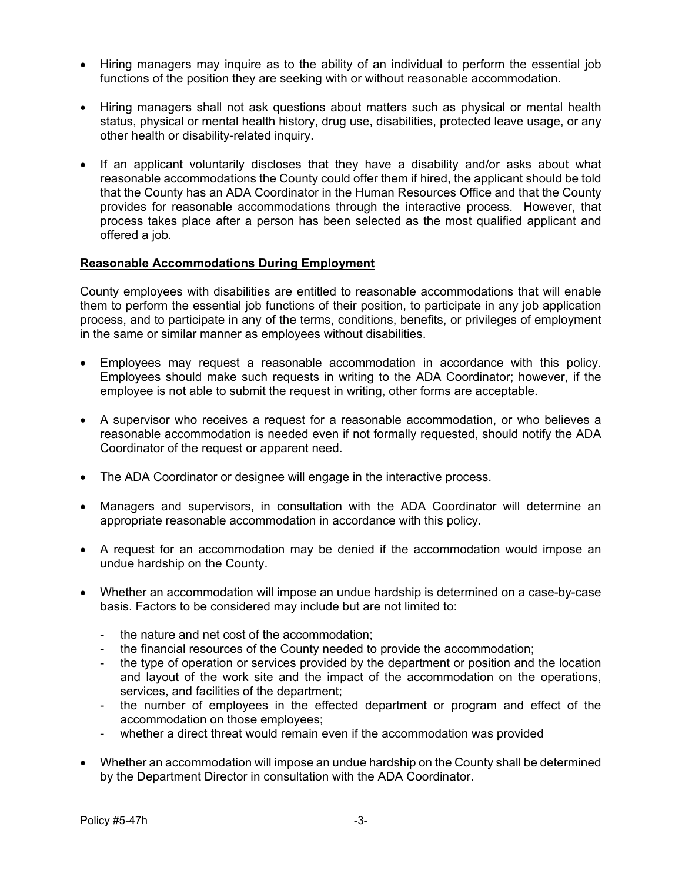- Hiring managers may inquire as to the ability of an individual to perform the essential job functions of the position they are seeking with or without reasonable accommodation.

- Hiring managers shall not ask questions about matters such as physical or mental health status, physical or mental health history, drug use, disabilities, protected leave usage, or any other health or disability-related inquiry.

- If an applicant voluntarily discloses that they have a disability and/or asks about what reasonable accommodations the County could offer them if hired, the applicant should be told that the County has an ADA Coordinator in the Human Resources Office and that the County provides for reasonable accommodations through the interactive process. However, that process takes place after a person has been selected as the most qualified applicant and offered a job.

**Reasonable Accommodations During Employment**

County employees with disabilities are entitled to reasonable accommodations that will enable them to perform the essential job functions of their position, to participate in any job application process, and to participate in any of the terms, conditions, benefits, or privileges of employment in the same or similar manner as employees without disabilities.

- Employees may request a reasonable accommodation in accordance with this policy. Employees should make such requests in writing to the ADA Coordinator; however, if the employee is not able to submit the request in writing, other forms are acceptable.

- A supervisor who receives a request for a reasonable accommodation, or who believes a reasonable accommodation is needed even if not formally requested, should notify the ADA Coordinator of the request or apparent need.

- The ADA Coordinator or designee will engage in the interactive process.

- Managers and supervisors, in consultation with the ADA Coordinator will determine an appropriate reasonable accommodation in accordance with this policy.

- A request for an accommodation may be denied if the accommodation would impose an undue hardship on the County.

- Whether an accommodation will impose an undue hardship is determined on a case-by-case basis. Factors to be considered may include but are not limited to:
  - the nature and net cost of the accommodation;
  - the financial resources of the County needed to provide the accommodation;
  - the type of operation or services provided by the department or position and the location and layout of the work site and the impact of the accommodation on the operations, services, and facilities of the department;
  - the number of employees in the effected department or program and effect of the accommodation on those employees;
  - whether a direct threat would remain even if the accommodation was provided

- Whether an accommodation will impose an undue hardship on the County shall be determined by the Department Director in consultation with the ADA Coordinator.

Policy #5-47h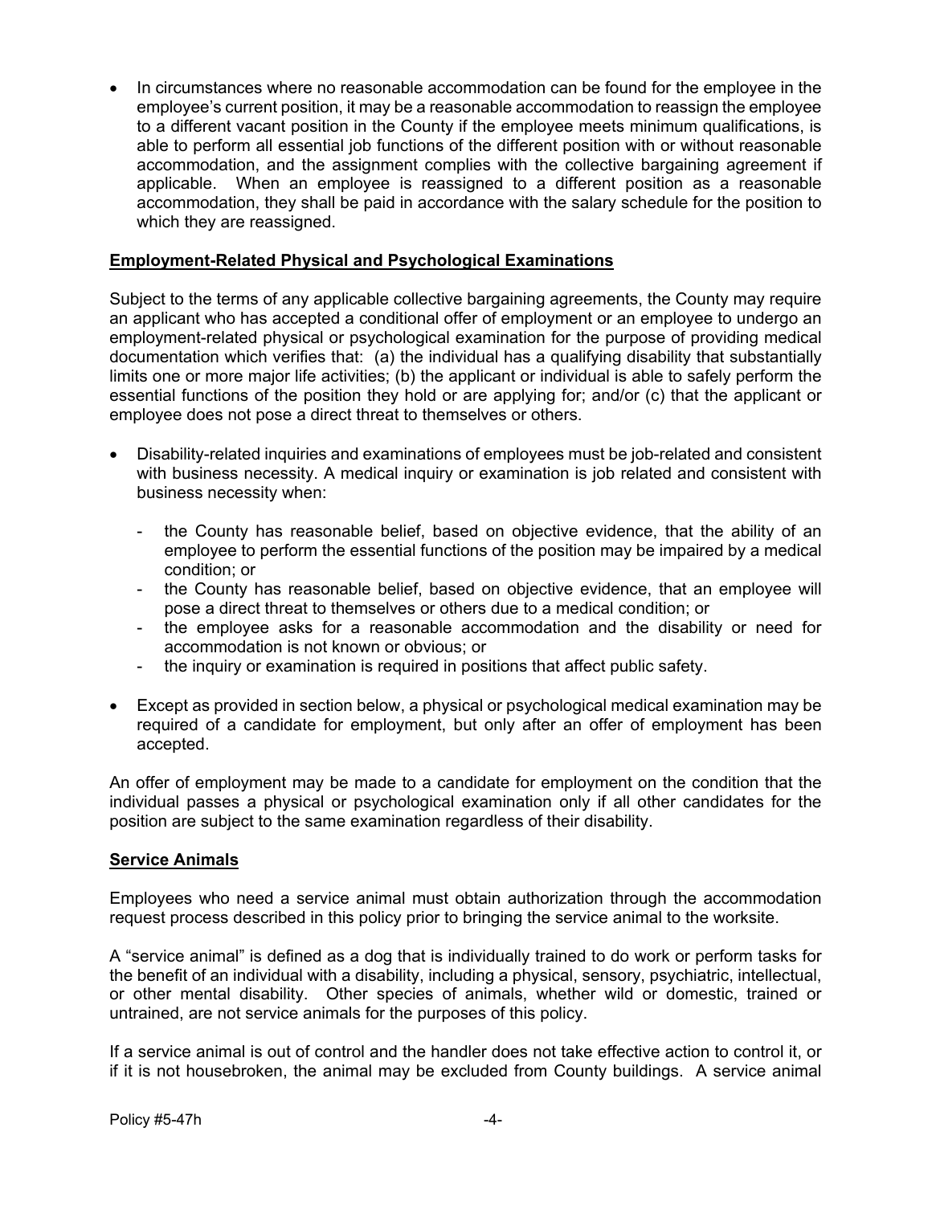- In circumstances where no reasonable accommodation can be found for the employee in the employee's current position, it may be a reasonable accommodation to reassign the employee to a different vacant position in the County if the employee meets minimum qualifications, is able to perform all essential job functions of the different position with or without reasonable accommodation, and the assignment complies with the collective bargaining agreement if applicable. When an employee is reassigned to a different position as a reasonable accommodation, they shall be paid in accordance with the salary schedule for the position to which they are reassigned.

## Employment-Related Physical and Psychological Examinations

Subject to the terms of any applicable collective bargaining agreements, the County may require an applicant who has accepted a conditional offer of employment or an employee to undergo an employment-related physical or psychological examination for the purpose of providing medical documentation which verifies that: (a) the individual has a qualifying disability that substantially limits one or more major life activities; (b) the applicant or individual is able to safely perform the essential functions of the position they hold or are applying for; and/or (c) that the applicant or employee does not pose a direct threat to themselves or others.

- Disability-related inquiries and examinations of employees must be job-related and consistent with business necessity. A medical inquiry or examination is job related and consistent with business necessity when:
  - the County has reasonable belief, based on objective evidence, that the ability of an employee to perform the essential functions of the position may be impaired by a medical condition; or
  - the County has reasonable belief, based on objective evidence, that an employee will pose a direct threat to themselves or others due to a medical condition; or
  - the employee asks for a reasonable accommodation and the disability or need for accommodation is not known or obvious; or
  - the inquiry or examination is required in positions that affect public safety.
- Except as provided in section below, a physical or psychological medical examination may be required of a candidate for employment, but only after an offer of employment has been accepted.

An offer of employment may be made to a candidate for employment on the condition that the individual passes a physical or psychological examination only if all other candidates for the position are subject to the same examination regardless of their disability.

## Service Animals

Employees who need a service animal must obtain authorization through the accommodation request process described in this policy prior to bringing the service animal to the worksite.

A "service animal" is defined as a dog that is individually trained to do work or perform tasks for the benefit of an individual with a disability, including a physical, sensory, psychiatric, intellectual, or other mental disability. Other species of animals, whether wild or domestic, trained or untrained, are not service animals for the purposes of this policy.

If a service animal is out of control and the handler does not take effective action to control it, or if it is not housebroken, the animal may be excluded from County buildings. A service animal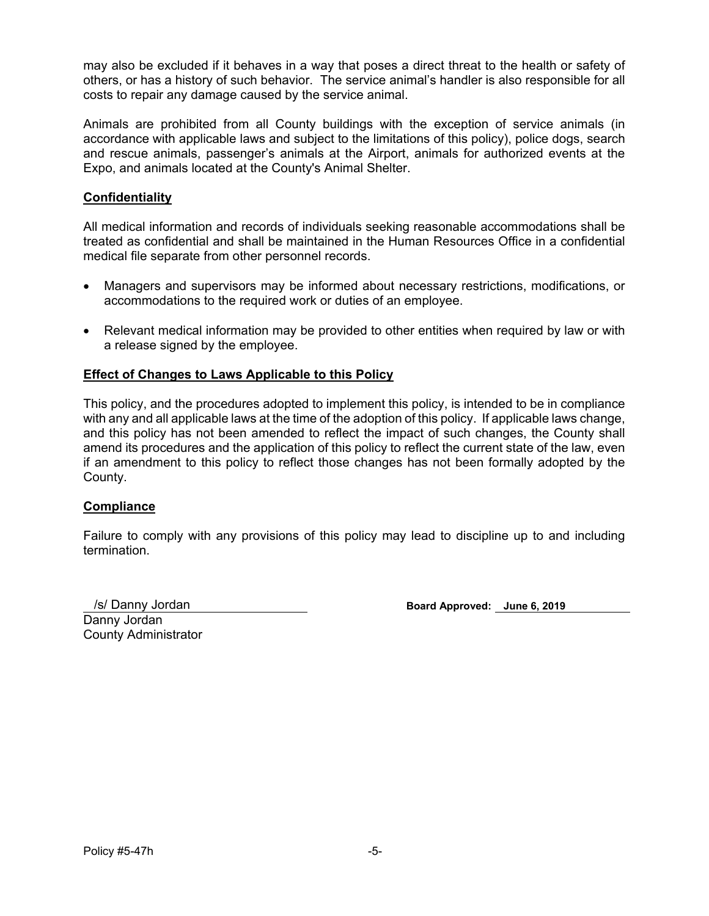may also be excluded if it behaves in a way that poses a direct threat to the health or safety of others, or has a history of such behavior. The service animal's handler is also responsible for all costs to repair any damage caused by the service animal.

Animals are prohibited from all County buildings with the exception of service animals (in accordance with applicable laws and subject to the limitations of this policy), police dogs, search and rescue animals, passenger's animals at the Airport, animals for authorized events at the Expo, and animals located at the County's Animal Shelter.

**Confidentiality**

All medical information and records of individuals seeking reasonable accommodations shall be treated as confidential and shall be maintained in the Human Resources Office in a confidential medical file separate from other personnel records.

- Managers and supervisors may be informed about necessary restrictions, modifications, or accommodations to the required work or duties of an employee.
- Relevant medical information may be provided to other entities when required by law or with a release signed by the employee.

**Effect of Changes to Laws Applicable to this Policy**

This policy, and the procedures adopted to implement this policy, is intended to be in compliance with any and all applicable laws at the time of the adoption of this policy. If applicable laws change, and this policy has not been amended to reflect the impact of such changes, the County shall amend its procedures and the application of this policy to reflect the current state of the law, even if an amendment to this policy to reflect those changes has not been formally adopted by the County.

**Compliance**

Failure to comply with any provisions of this policy may lead to discipline up to and including termination.

/s/ Danny Jordan
Danny Jordan
County Administrator

**Board Approved:** **June 6, 2019**

Policy #5-47h